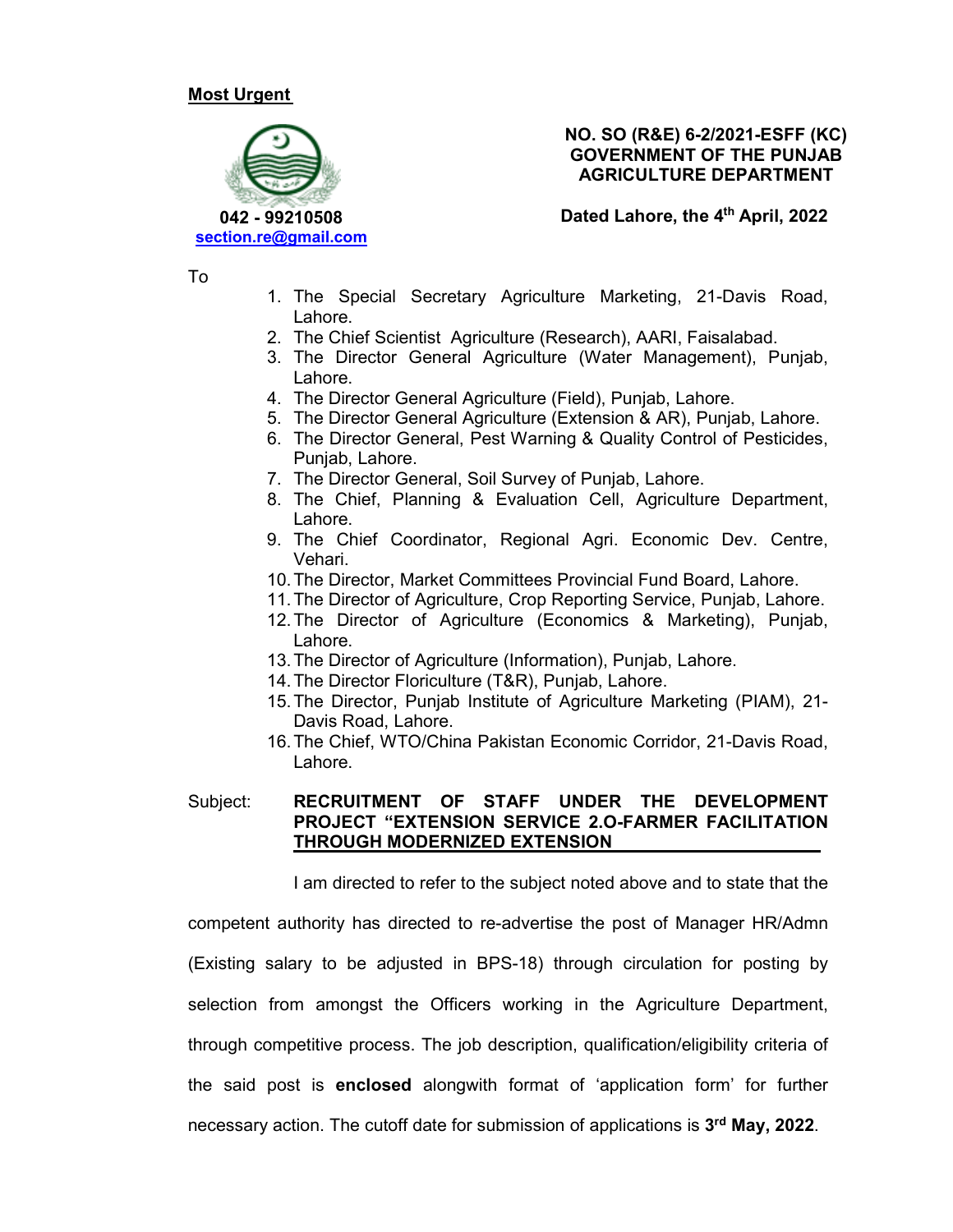**Most Urgent**

042 - 99210508
section.re@gmail.com

**NO. SO (R&E) 6-2/2021-ESFF (KC)**
**GOVERNMENT OF THE PUNJAB**
**AGRICULTURE DEPARTMENT**

**Dated Lahore, the 4th April, 2022**

To

1. The Special Secretary Agriculture Marketing, 21-Davis Road, Lahore.
2. The Chief Scientist Agriculture (Research), AARI, Faisalabad.
3. The Director General Agriculture (Water Management), Punjab, Lahore.
4. The Director General Agriculture (Field), Punjab, Lahore.
5. The Director General Agriculture (Extension & AR), Punjab, Lahore.
6. The Director General, Pest Warning & Quality Control of Pesticides, Punjab, Lahore.
7. The Director General, Soil Survey of Punjab, Lahore.
8. The Chief, Planning & Evaluation Cell, Agriculture Department, Lahore.
9. The Chief Coordinator, Regional Agri. Economic Dev. Centre, Vehari.
10. The Director, Market Committees Provincial Fund Board, Lahore.
11. The Director of Agriculture, Crop Reporting Service, Punjab, Lahore.
12. The Director of Agriculture (Economics & Marketing), Punjab, Lahore.
13. The Director of Agriculture (Information), Punjab, Lahore.
14. The Director Floriculture (T&R), Punjab, Lahore.
15. The Director, Punjab Institute of Agriculture Marketing (PIAM), 21-Davis Road, Lahore.
16. The Chief, WTO/China Pakistan Economic Corridor, 21-Davis Road, Lahore.

Subject: **RECRUITMENT OF STAFF UNDER THE DEVELOPMENT PROJECT "EXTENSION SERVICE 2.O-FARMER FACILITATION THROUGH MODERNIZED EXTENSION**

I am directed to refer to the subject noted above and to state that the competent authority has directed to re-advertise the post of Manager HR/Admn (Existing salary to be adjusted in BPS-18) through circulation for posting by selection from amongst the Officers working in the Agriculture Department, through competitive process. The job description, qualification/eligibility criteria of the said post is **enclosed** alongwith format of 'application form' for further necessary action. The cutoff date for submission of applications is **3rd May, 2022**.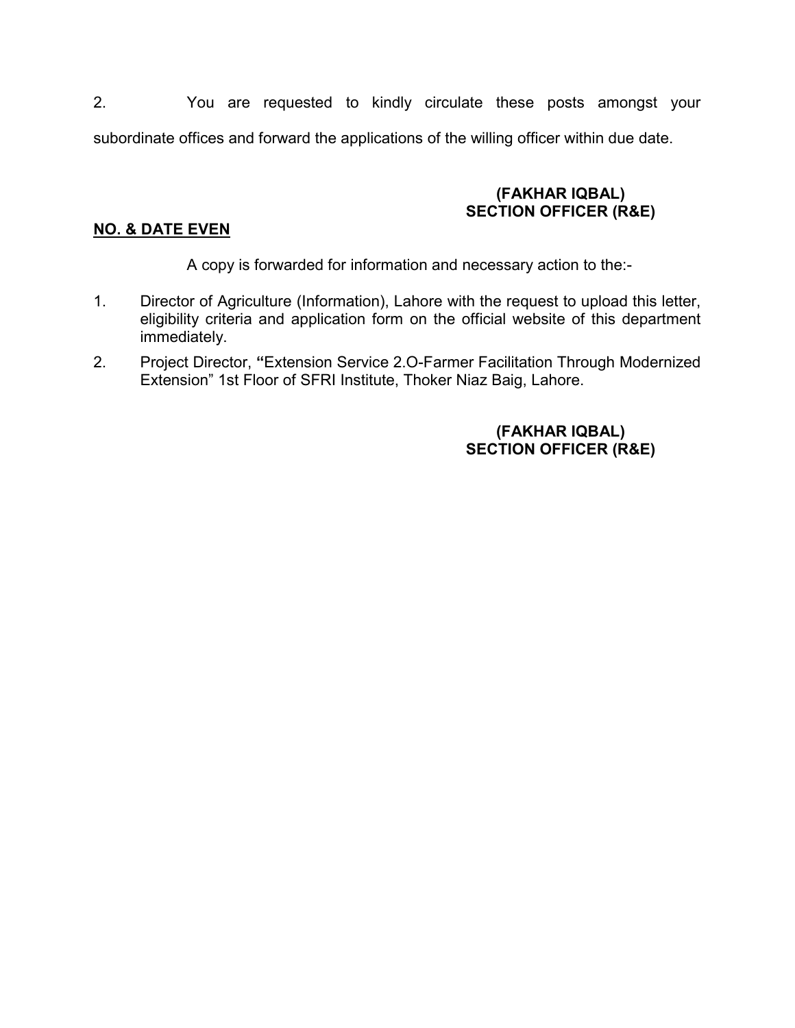2. You are requested to kindly circulate these posts amongst your subordinate offices and forward the applications of the willing officer within due date.

**(FAKHAR IQBAL)**
**SECTION OFFICER (R&E)**

**NO. & DATE EVEN**

A copy is forwarded for information and necessary action to the:-

1. Director of Agriculture (Information), Lahore with the request to upload this letter, eligibility criteria and application form on the official website of this department immediately.
2. Project Director, **"**Extension Service 2.O-Farmer Facilitation Through Modernized Extension" 1st Floor of SFRI Institute, Thoker Niaz Baig, Lahore.

**(FAKHAR IQBAL)**
**SECTION OFFICER (R&E)**